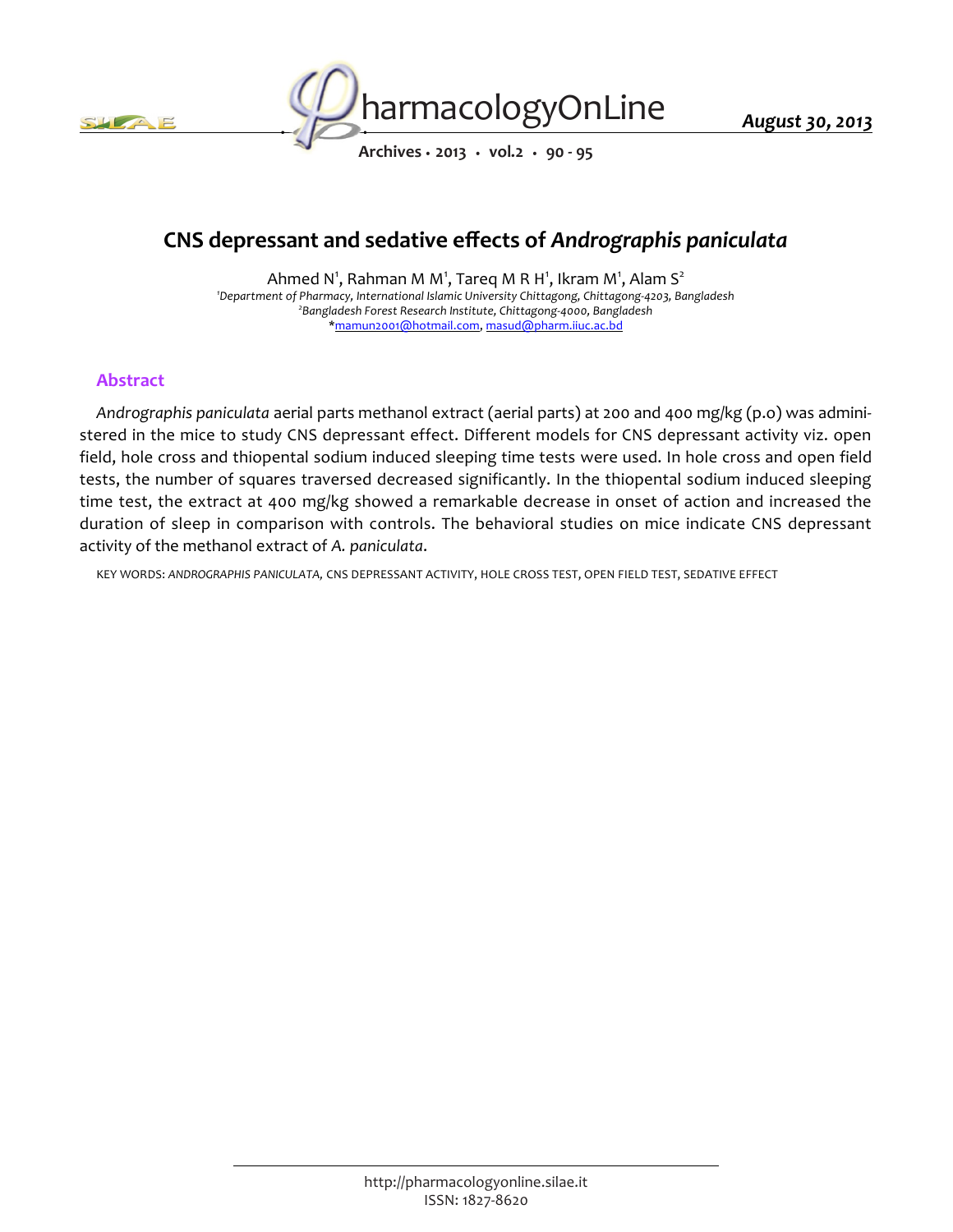# CNS depressant and sedative effects of *Andrographis paniculata*

Ahmed N[1], Rahman M M[1], Tareq M R H[1], Ikram M[1], Alam S[2]

[1]*Department of Pharmacy, International Islamic University Chittagong, Chittagong-4203, Bangladesh*
[2]*Bangladesh Forest Research Institute, Chittagong-4000, Bangladesh*
*mamun2001@hotmail.com, masud@pharm.iiuc.ac.bd

## Abstract

*Andrographis paniculata* aerial parts methanol extract (aerial parts) at 200 and 400 mg/kg (p.o) was administered in the mice to study CNS depressant effect. Different models for CNS depressant activity viz. open field, hole cross and thiopental sodium induced sleeping time tests were used. In hole cross and open field tests, the number of squares traversed decreased significantly. In the thiopental sodium induced sleeping time test, the extract at 400 mg/kg showed a remarkable decrease in onset of action and increased the duration of sleep in comparison with controls. The behavioral studies on mice indicate CNS depressant activity of the methanol extract of *A. paniculata*.

KEY WORDS: *ANDROGRAPHIS PANICULATA*, CNS DEPRESSANT ACTIVITY, HOLE CROSS TEST, OPEN FIELD TEST, SEDATIVE EFFECT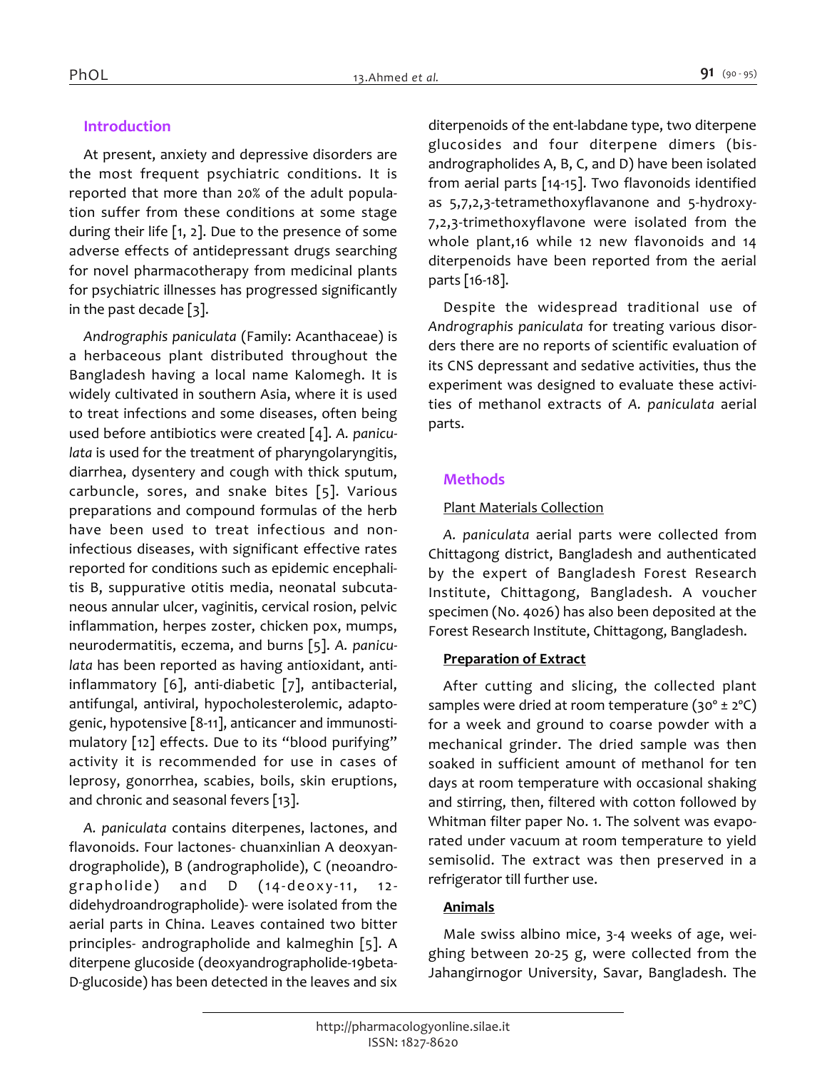## Introduction

At present, anxiety and depressive disorders are the most frequent psychiatric conditions. It is reported that more than 20% of the adult population suffer from these conditions at some stage during their life [1, 2]. Due to the presence of some adverse effects of antidepressant drugs searching for novel pharmacotherapy from medicinal plants for psychiatric illnesses has progressed significantly in the past decade [3].

*Andrographis paniculata* (Family: Acanthaceae) is a herbaceous plant distributed throughout the Bangladesh having a local name Kalomegh. It is widely cultivated in southern Asia, where it is used to treat infections and some diseases, often being used before antibiotics were created [4]. *A. paniculata* is used for the treatment of pharyngolaryngitis, diarrhea, dysentery and cough with thick sputum, carbuncle, sores, and snake bites [5]. Various preparations and compound formulas of the herb have been used to treat infectious and non-infectious diseases, with significant effective rates reported for conditions such as epidemic encephalitis B, suppurative otitis media, neonatal subcutaneous annular ulcer, vaginitis, cervical rosion, pelvic inflammation, herpes zoster, chicken pox, mumps, neurodermatitis, eczema, and burns [5]. *A. paniculata* has been reported as having antioxidant, anti-inflammatory [6], anti-diabetic [7], antibacterial, antifungal, antiviral, hypocholesterolemic, adaptogenic, hypotensive [8-11], anticancer and immunostimulatory [12] effects. Due to its "blood purifying" activity it is recommended for use in cases of leprosy, gonorrhea, scabies, boils, skin eruptions, and chronic and seasonal fevers [13].

*A. paniculata* contains diterpenes, lactones, and flavonoids. Four lactones- chuanxinlian A deoxyandrographolide), B (andrographolide), C (neoandrographolide) and D (14-deoxy-11, 12-didehydroandrographolide)- were isolated from the aerial parts in China. Leaves contained two bitter principles- andrographolide and kalmeghin [5]. A diterpene glucoside (deoxyandrographolide-19beta-D-glucoside) has been detected in the leaves and six diterpenoids of the ent-labdane type, two diterpene glucosides and four diterpene dimers (bis-andrographolides A, B, C, and D) have been isolated from aerial parts [14-15]. Two flavonoids identified as 5,7,2,3-tetramethoxyflavanone and 5-hydroxy-7,2,3-trimethoxyflavone were isolated from the whole plant,16 while 12 new flavonoids and 14 diterpenoids have been reported from the aerial parts [16-18].

Despite the widespread traditional use of *Andrographis paniculata* for treating various disorders there are no reports of scientific evaluation of its CNS depressant and sedative activities, thus the experiment was designed to evaluate these activities of methanol extracts of *A. paniculata* aerial parts.

## Methods

### Plant Materials Collection

*A. paniculata* aerial parts were collected from Chittagong district, Bangladesh and authenticated by the expert of Bangladesh Forest Research Institute, Chittagong, Bangladesh. A voucher specimen (No. 4026) has also been deposited at the Forest Research Institute, Chittagong, Bangladesh.

### Preparation of Extract

After cutting and slicing, the collected plant samples were dried at room temperature (30° ± 2°C) for a week and ground to coarse powder with a mechanical grinder. The dried sample was then soaked in sufficient amount of methanol for ten days at room temperature with occasional shaking and stirring, then, filtered with cotton followed by Whitman filter paper No. 1. The solvent was evaporated under vacuum at room temperature to yield semisolid. The extract was then preserved in a refrigerator till further use.

### Animals

Male swiss albino mice, 3-4 weeks of age, weighing between 20-25 g, were collected from the Jahangirnogor University, Savar, Bangladesh. The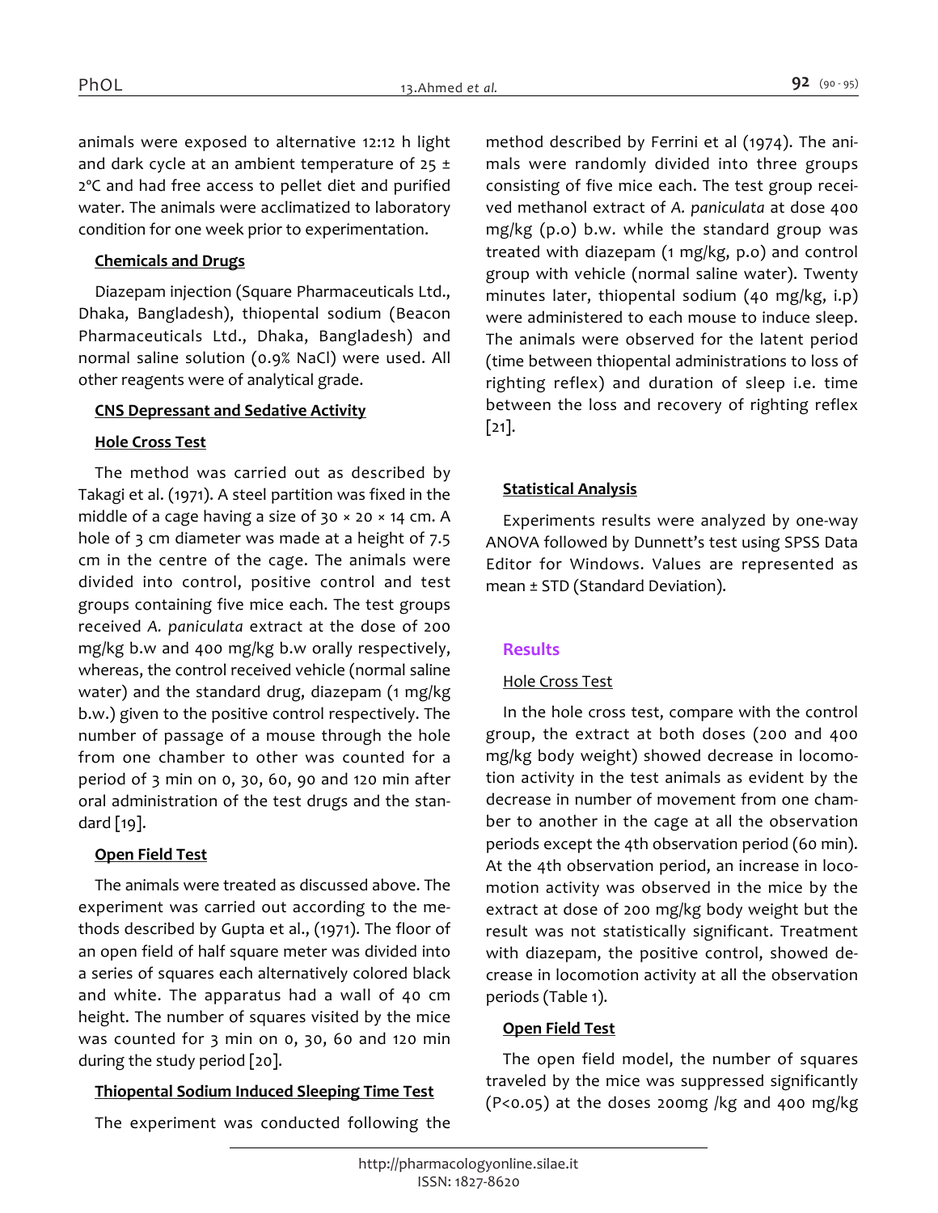animals were exposed to alternative 12:12 h light and dark cycle at an ambient temperature of 25 ± 2°C and had free access to pellet diet and purified water. The animals were acclimatized to laboratory condition for one week prior to experimentation.

## Chemicals and Drugs

Diazepam injection (Square Pharmaceuticals Ltd., Dhaka, Bangladesh), thiopental sodium (Beacon Pharmaceuticals Ltd., Dhaka, Bangladesh) and normal saline solution (0.9% NaCl) were used. All other reagents were of analytical grade.

## CNS Depressant and Sedative Activity

### Hole Cross Test

The method was carried out as described by Takagi et al. (1971). A steel partition was fixed in the middle of a cage having a size of 30 × 20 × 14 cm. A hole of 3 cm diameter was made at a height of 7.5 cm in the centre of the cage. The animals were divided into control, positive control and test groups containing five mice each. The test groups received *A. paniculata* extract at the dose of 200 mg/kg b.w and 400 mg/kg b.w orally respectively, whereas, the control received vehicle (normal saline water) and the standard drug, diazepam (1 mg/kg b.w.) given to the positive control respectively. The number of passage of a mouse through the hole from one chamber to other was counted for a period of 3 min on 0, 30, 60, 90 and 120 min after oral administration of the test drugs and the standard [19].

### Open Field Test

The animals were treated as discussed above. The experiment was carried out according to the methods described by Gupta et al., (1971). The floor of an open field of half square meter was divided into a series of squares each alternatively colored black and white. The apparatus had a wall of 40 cm height. The number of squares visited by the mice was counted for 3 min on 0, 30, 60 and 120 min during the study period [20].

### Thiopental Sodium Induced Sleeping Time Test

The experiment was conducted following the method described by Ferrini et al (1974). The animals were randomly divided into three groups consisting of five mice each. The test group received methanol extract of *A. paniculata* at dose 400 mg/kg (p.o) b.w. while the standard group was treated with diazepam (1 mg/kg, p.o) and control group with vehicle (normal saline water). Twenty minutes later, thiopental sodium (40 mg/kg, i.p) were administered to each mouse to induce sleep. The animals were observed for the latent period (time between thiopental administrations to loss of righting reflex) and duration of sleep i.e. time between the loss and recovery of righting reflex [21].

## Statistical Analysis

Experiments results were analyzed by one-way ANOVA followed by Dunnett's test using SPSS Data Editor for Windows. Values are represented as mean ± STD (Standard Deviation).

# Results

### Hole Cross Test

In the hole cross test, compare with the control group, the extract at both doses (200 and 400 mg/kg body weight) showed decrease in locomotion activity in the test animals as evident by the decrease in number of movement from one chamber to another in the cage at all the observation periods except the 4th observation period (60 min). At the 4th observation period, an increase in locomotion activity was observed in the mice by the extract at dose of 200 mg/kg body weight but the result was not statistically significant. Treatment with diazepam, the positive control, showed decrease in locomotion activity at all the observation periods (Table 1).

### Open Field Test

The open field model, the number of squares traveled by the mice was suppressed significantly ($P<0.05$) at the doses 200mg /kg and 400 mg/kg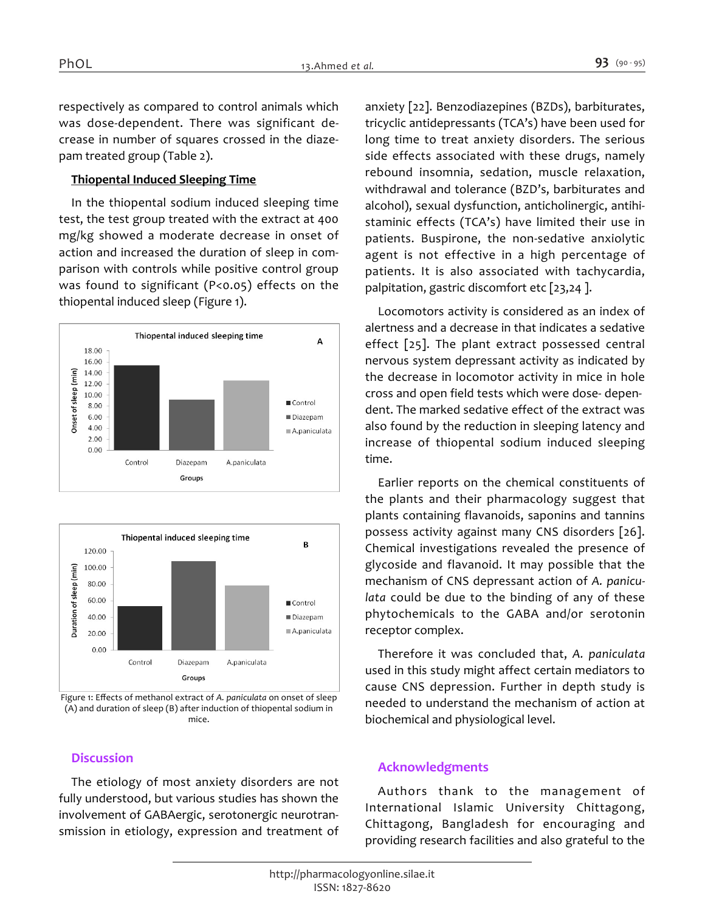respectively as compared to control animals which was dose-dependent. There was significant decrease in number of squares crossed in the diazepam treated group (Table 2).

**Thiopental Induced Sleeping Time**

In the thiopental sodium induced sleeping time test, the test group treated with the extract at 400 mg/kg showed a moderate decrease in onset of action and increased the duration of sleep in comparison with controls while positive control group was found to significant (P<0.05) effects on the thiopental induced sleep (Figure 1).

Figure 1: Effects of methanol extract of *A. paniculata* on onset of sleep (A) and duration of sleep (B) after induction of thiopental sodium in mice.

## Discussion

The etiology of most anxiety disorders are not fully understood, but various studies has shown the involvement of GABAergic, serotonergic neurotransmission in etiology, expression and treatment of anxiety [22]. Benzodiazepines (BZDs), barbiturates, tricyclic antidepressants (TCA's) have been used for long time to treat anxiety disorders. The serious side effects associated with these drugs, namely rebound insomnia, sedation, muscle relaxation, withdrawal and tolerance (BZD's, barbiturates and alcohol), sexual dysfunction, anticholinergic, antihistaminic effects (TCA's) have limited their use in patients. Buspirone, the non-sedative anxiolytic agent is not effective in a high percentage of patients. It is also associated with tachycardia, palpitation, gastric discomfort etc [23,24 ].

Locomotors activity is considered as an index of alertness and a decrease in that indicates a sedative effect [25]. The plant extract possessed central nervous system depressant activity as indicated by the decrease in locomotor activity in mice in hole cross and open field tests which were dose- dependent. The marked sedative effect of the extract was also found by the reduction in sleeping latency and increase of thiopental sodium induced sleeping time.

Earlier reports on the chemical constituents of the plants and their pharmacology suggest that plants containing flavanoids, saponins and tannins possess activity against many CNS disorders [26]. Chemical investigations revealed the presence of glycoside and flavanoid. It may possible that the mechanism of CNS depressant action of *A. paniculata* could be due to the binding of any of these phytochemicals to the GABA and/or serotonin receptor complex.

Therefore it was concluded that, *A. paniculata* used in this study might affect certain mediators to cause CNS depression. Further in depth study is needed to understand the mechanism of action at biochemical and physiological level.

## Acknowledgments

Authors thank to the management of International Islamic University Chittagong, Chittagong, Bangladesh for encouraging and providing research facilities and also grateful to the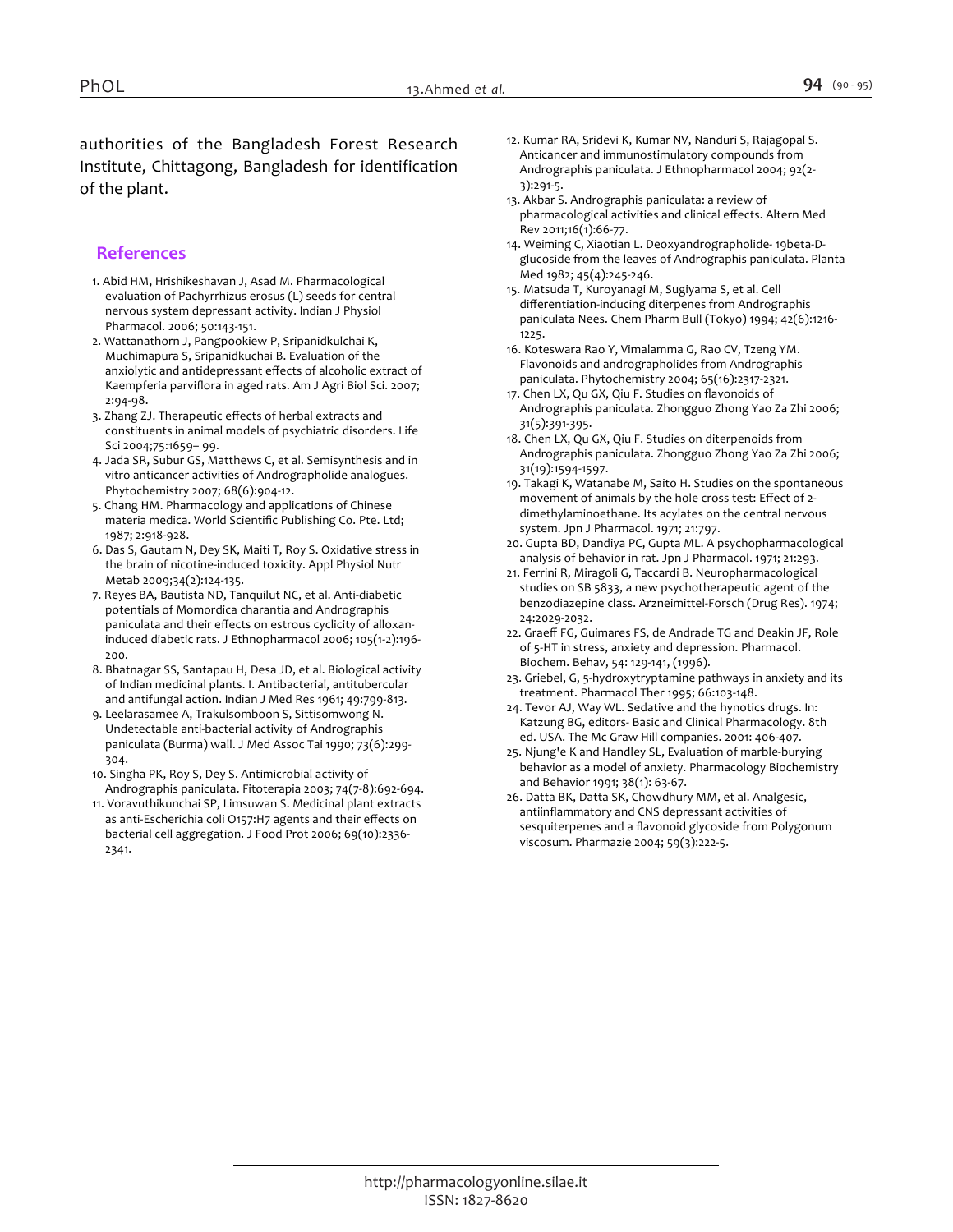authorities of the Bangladesh Forest Research Institute, Chittagong, Bangladesh for identification of the plant.

## References

1. Abid HM, Hrishikeshavan J, Asad M. Pharmacological evaluation of Pachyrrhizus erosus (L) seeds for central nervous system depressant activity. Indian J Physiol Pharmacol. 2006; 50:143-151.
2. Wattanathorn J, Pangpookiew P, Sripanidkulchai K, Muchimapura S, Sripanidkuchai B. Evaluation of the anxiolytic and antidepressant effects of alcoholic extract of Kaempferia parviflora in aged rats. Am J Agri Biol Sci. 2007; 2:94-98.
3. Zhang ZJ. Therapeutic effects of herbal extracts and constituents in animal models of psychiatric disorders. Life Sci 2004;75:1659– 99.
4. Jada SR, Subur GS, Matthews C, et al. Semisynthesis and in vitro anticancer activities of Andrographolide analogues. Phytochemistry 2007; 68(6):904-12.
5. Chang HM. Pharmacology and applications of Chinese materia medica. World Scientific Publishing Co. Pte. Ltd; 1987; 2:918-928.
6. Das S, Gautam N, Dey SK, Maiti T, Roy S. Oxidative stress in the brain of nicotine-induced toxicity. Appl Physiol Nutr Metab 2009;34(2):124-135.
7. Reyes BA, Bautista ND, Tanquilut NC, et al. Anti-diabetic potentials of Momordica charantia and Andrographis paniculata and their effects on estrous cyclicity of alloxan-induced diabetic rats. J Ethnopharmacol 2006; 105(1-2):196-200.
8. Bhatnagar SS, Santapau H, Desa JD, et al. Biological activity of Indian medicinal plants. I. Antibacterial, antitubercular and antifungal action. Indian J Med Res 1961; 49:799-813.
9. Leelarasamee A, Trakulsomboon S, Sittisomwong N. Undetectable anti-bacterial activity of Andrographis paniculata (Burma) wall. J Med Assoc Tai 1990; 73(6):299-304.
10. Singha PK, Roy S, Dey S. Antimicrobial activity of Andrographis paniculata. Fitoterapia 2003; 74(7-8):692-694.
11. Voravuthikunchai SP, Limsuwan S. Medicinal plant extracts as anti-Escherichia coli O157:H7 agents and their effects on bacterial cell aggregation. J Food Prot 2006; 69(10):2336-2341.
12. Kumar RA, Sridevi K, Kumar NV, Nanduri S, Rajagopal S. Anticancer and immunostimulatory compounds from Andrographis paniculata. J Ethnopharmacol 2004; 92(2-3):291-5.
13. Akbar S. Andrographis paniculata: a review of pharmacological activities and clinical effects. Altern Med Rev 2011;16(1):66-77.
14. Weiming C, Xiaotian L. Deoxyandrographolide- 19beta-D-glucoside from the leaves of Andrographis paniculata. Planta Med 1982; 45(4):245-246.
15. Matsuda T, Kuroyanagi M, Sugiyama S, et al. Cell differentiation-inducing diterpenes from Andrographis paniculata Nees. Chem Pharm Bull (Tokyo) 1994; 42(6):1216-1225.
16. Koteswara Rao Y, Vimalamma G, Rao CV, Tzeng YM. Flavonoids and andrographolides from Andrographis paniculata. Phytochemistry 2004; 65(16):2317-2321.
17. Chen LX, Qu GX, Qiu F. Studies on flavonoids of Andrographis paniculata. Zhongguo Zhong Yao Za Zhi 2006; 31(5):391-395.
18. Chen LX, Qu GX, Qiu F. Studies on diterpenoids from Andrographis paniculata. Zhongguo Zhong Yao Za Zhi 2006; 31(19):1594-1597.
19. Takagi K, Watanabe M, Saito H. Studies on the spontaneous movement of animals by the hole cross test: Effect of 2-dimethylaminoethane. Its acylates on the central nervous system. Jpn J Pharmacol. 1971; 21:797.
20. Gupta BD, Dandiya PC, Gupta ML. A psychopharmacological analysis of behavior in rat. Jpn J Pharmacol. 1971; 21:293.
21. Ferrini R, Miragoli G, Taccardi B. Neuropharmacological studies on SB 5833, a new psychotherapeutic agent of the benzodiazepine class. Arzneimittel-Forsch (Drug Res). 1974; 24:2029-2032.
22. Graeff FG, Guimares FS, de Andrade TG and Deakin JF, Role of 5-HT in stress, anxiety and depression. Pharmacol. Biochem. Behav, 54: 129-141, (1996).
23. Griebel, G, 5-hydroxytryptamine pathways in anxiety and its treatment. Pharmacol Ther 1995; 66:103-148.
24. Tevor AJ, Way WL. Sedative and the hynotics drugs. In: Katzung BG, editors- Basic and Clinical Pharmacology. 8th ed. USA. The Mc Graw Hill companies. 2001: 406-407.
25. Njung'e K and Handley SL, Evaluation of marble-burying behavior as a model of anxiety. Pharmacology Biochemistry and Behavior 1991; 38(1): 63-67.
26. Datta BK, Datta SK, Chowdhury MM, et al. Analgesic, antiinflammatory and CNS depressant activities of sesquiterpenes and a flavonoid glycoside from Polygonum viscosum. Pharmazie 2004; 59(3):222-5.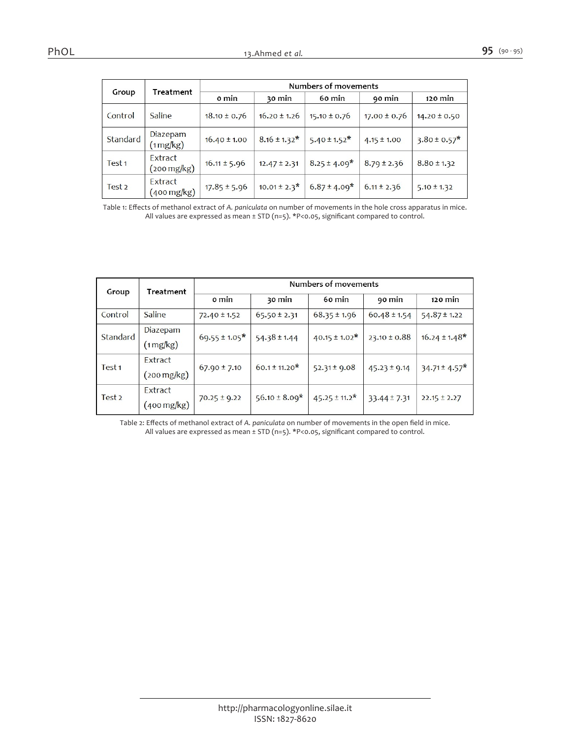| Group | Treatment | Numbers of movements | | | | |
|---|---|---|---|---|---|---|
| | | 0 min | 30 min | 60 min | 90 min | 120 min |
| Control | Saline | 18.10 ± 0.76 | 16.20 ± 1.26 | 15.10 ± 0.76 | 17.00 ± 0.76 | 14.20 ± 0.50 |
| Standard | Diazepam (1 mg/kg) | 16.40 ± 1.00 | 8.16 ± 1.32* | 5.40 ± 1.52* | 4.15 ± 1.00 | 3.80 ± 0.57* |
| Test 1 | Extract (200 mg/kg) | 16.11 ± 5.96 | 12.47 ± 2.31 | 8.25 ± 4.09* | 8.79 ± 2.36 | 8.80 ± 1.32 |
| Test 2 | Extract (400 mg/kg) | 17.85 ± 5.96 | 10.01 ± 2.3* | 6.87 ± 4.09* | 6.11 ± 2.36 | 5.10 ± 1.32 |

Table 1: Effects of methanol extract of *A. paniculata* on number of movements in the hole cross apparatus in mice. All values are expressed as mean ± STD (n=5). *P<0.05, significant compared to control.

| Group | Treatment | Numbers of movements | | | | |
|---|---|---|---|---|---|---|
| | | 0 min | 30 min | 60 min | 90 min | 120 min |
| Control | Saline | 72.40 ± 1.52 | 65.50 ± 2.31 | 68.35 ± 1.96 | 60.48 ± 1.54 | 54.87 ± 1.22 |
| Standard | Diazepam (1 mg/kg) | 69.55 ± 1.05* | 54.38 ± 1.44 | 40.15 ± 1.02* | 23.10 ± 0.88 | 16.24 ± 1.48* |
| Test 1 | Extract (200 mg/kg) | 67.90 ± 7.10 | 60.1 ± 11.20* | 52.31 ± 9.08 | 45.23 ± 9.14 | 34.71 ± 4.57* |
| Test 2 | Extract (400 mg/kg) | 70.25 ± 9.22 | 56.10 ± 8.09* | 45.25 ± 11.2* | 33.44 ± 7.31 | 22.15 ± 2.27 |

Table 2: Effects of methanol extract of *A. paniculata* on number of movements in the open field in mice. All values are expressed as mean ± STD (n=5). *P<0.05, significant compared to control.